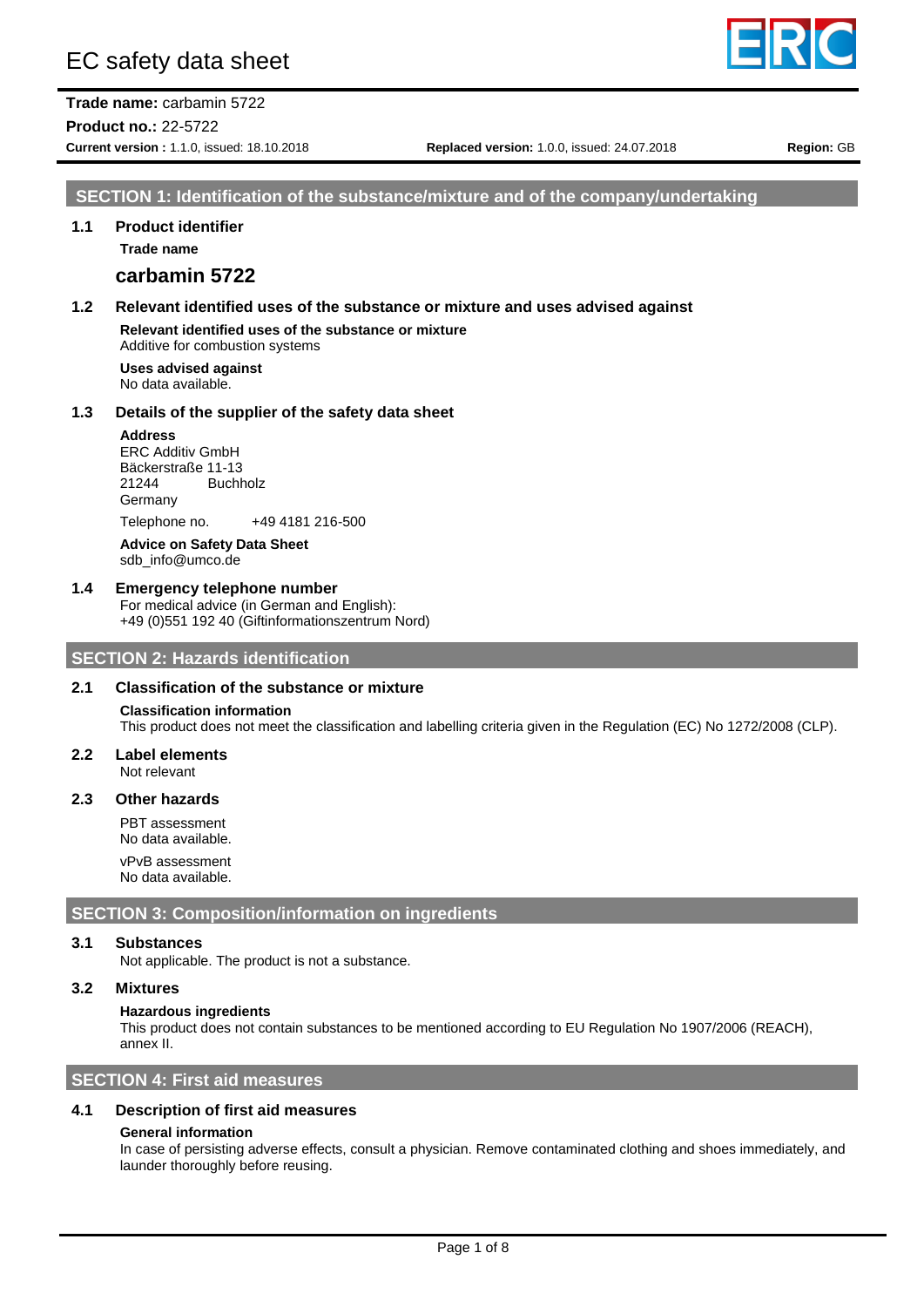# EC safety data sheet

**Trade name:** carbamin 5722

**Product no.:** 22-5722

**Current version :** 1.1.0, issued: 18.10.2018 **Replaced version:** 1.0.0, issued: 24.07.2018 **Region:** GB

## SECTION 1: Identification of the substance/mixture and of the company/undertaking

### 1.1 Product identifier

**Trade name**

**carbamin 5722**

### 1.2 Relevant identified uses of the substance or mixture and uses advised against

**Relevant identified uses of the substance or mixture**
Additive for combustion systems

**Uses advised against**
No data available.

### 1.3 Details of the supplier of the safety data sheet

**Address**
ERC Additiv GmbH
Bäckerstraße 11-13
21244 Buchholz
Germany

Telephone no. +49 4181 216-500

**Advice on Safety Data Sheet**
sdb_info@umco.de

### 1.4 Emergency telephone number

For medical advice (in German and English):
+49 (0)551 192 40 (Giftinformationszentrum Nord)

## SECTION 2: Hazards identification

### 2.1 Classification of the substance or mixture

**Classification information**
This product does not meet the classification and labelling criteria given in the Regulation (EC) No 1272/2008 (CLP).

### 2.2 Label elements

Not relevant

### 2.3 Other hazards

PBT assessment
No data available.

vPvB assessment
No data available.

## SECTION 3: Composition/information on ingredients

### 3.1 Substances

Not applicable. The product is not a substance.

### 3.2 Mixtures

**Hazardous ingredients**
This product does not contain substances to be mentioned according to EU Regulation No 1907/2006 (REACH), annex II.

## SECTION 4: First aid measures

### 4.1 Description of first aid measures

**General information**
In case of persisting adverse effects, consult a physician. Remove contaminated clothing and shoes immediately, and launder thoroughly before reusing.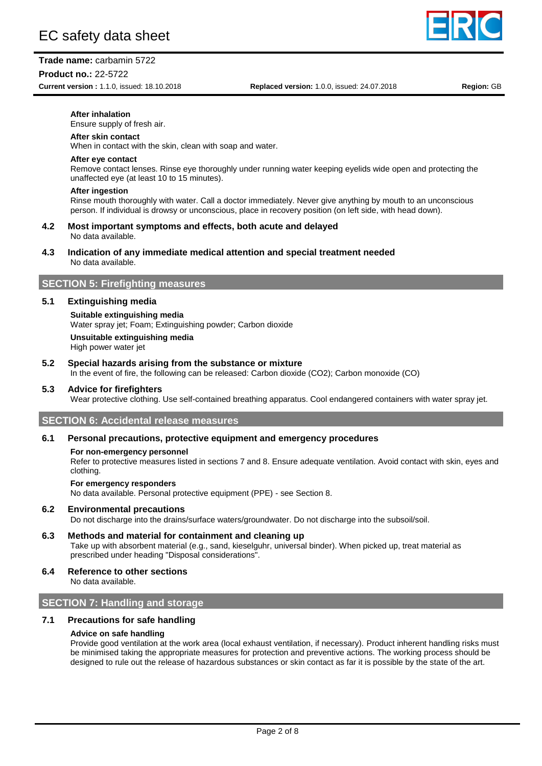**After inhalation**
Ensure supply of fresh air.

**After skin contact**
When in contact with the skin, clean with soap and water.

**After eye contact**
Remove contact lenses. Rinse eye thoroughly under running water keeping eyelids wide open and protecting the unaffected eye (at least 10 to 15 minutes).

**After ingestion**
Rinse mouth thoroughly with water. Call a doctor immediately. Never give anything by mouth to an unconscious person. If individual is drowsy or unconscious, place in recovery position (on left side, with head down).

### 4.2 Most important symptoms and effects, both acute and delayed

No data available.

### 4.3 Indication of any immediate medical attention and special treatment needed

No data available.

## SECTION 5: Firefighting measures

### 5.1 Extinguishing media

**Suitable extinguishing media**
Water spray jet; Foam; Extinguishing powder; Carbon dioxide

**Unsuitable extinguishing media**
High power water jet

### 5.2 Special hazards arising from the substance or mixture

In the event of fire, the following can be released: Carbon dioxide ($CO_2$); Carbon monoxide (CO)

### 5.3 Advice for firefighters

Wear protective clothing. Use self-contained breathing apparatus. Cool endangered containers with water spray jet.

## SECTION 6: Accidental release measures

### 6.1 Personal precautions, protective equipment and emergency procedures

**For non-emergency personnel**
Refer to protective measures listed in sections 7 and 8. Ensure adequate ventilation. Avoid contact with skin, eyes and clothing.

**For emergency responders**
No data available. Personal protective equipment (PPE) - see Section 8.

### 6.2 Environmental precautions

Do not discharge into the drains/surface waters/groundwater. Do not discharge into the subsoil/soil.

### 6.3 Methods and material for containment and cleaning up

Take up with absorbent material (e.g., sand, kieselguhr, universal binder). When picked up, treat material as prescribed under heading "Disposal considerations".

### 6.4 Reference to other sections

No data available.

## SECTION 7: Handling and storage

### 7.1 Precautions for safe handling

**Advice on safe handling**
Provide good ventilation at the work area (local exhaust ventilation, if necessary). Product inherent handling risks must be minimised taking the appropriate measures for protection and preventive actions. The working process should be designed to rule out the release of hazardous substances or skin contact as far it is possible by the state of the art.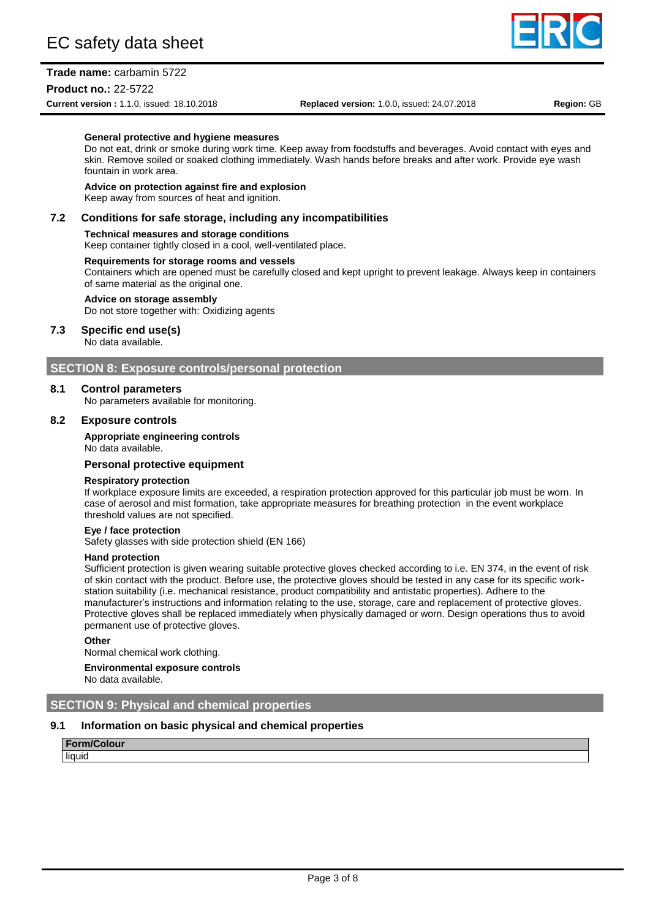**General protective and hygiene measures**
Do not eat, drink or smoke during work time. Keep away from foodstuffs and beverages. Avoid contact with eyes and skin. Remove soiled or soaked clothing immediately. Wash hands before breaks and after work. Provide eye wash fountain in work area.

**Advice on protection against fire and explosion**
Keep away from sources of heat and ignition.

### 7.2 Conditions for safe storage, including any incompatibilities

**Technical measures and storage conditions**
Keep container tightly closed in a cool, well-ventilated place.

**Requirements for storage rooms and vessels**
Containers which are opened must be carefully closed and kept upright to prevent leakage. Always keep in containers of same material as the original one.

**Advice on storage assembly**
Do not store together with: Oxidizing agents

### 7.3 Specific end use(s)

No data available.

## SECTION 8: Exposure controls/personal protection

### 8.1 Control parameters

No parameters available for monitoring.

### 8.2 Exposure controls

**Appropriate engineering controls**
No data available.

**Personal protective equipment**

**Respiratory protection**
If workplace exposure limits are exceeded, a respiration protection approved for this particular job must be worn. In case of aerosol and mist formation, take appropriate measures for breathing protection in the event workplace threshold values are not specified.

**Eye / face protection**
Safety glasses with side protection shield (EN 166)

**Hand protection**
Sufficient protection is given wearing suitable protective gloves checked according to i.e. EN 374, in the event of risk of skin contact with the product. Before use, the protective gloves should be tested in any case for its specific work-station suitability (i.e. mechanical resistance, product compatibility and antistatic properties). Adhere to the manufacturer's instructions and information relating to the use, storage, care and replacement of protective gloves. Protective gloves shall be replaced immediately when physically damaged or worn. Design operations thus to avoid permanent use of protective gloves.

**Other**
Normal chemical work clothing.

**Environmental exposure controls**
No data available.

## SECTION 9: Physical and chemical properties

### 9.1 Information on basic physical and chemical properties

| Form/Colour |
|---|
| liquid |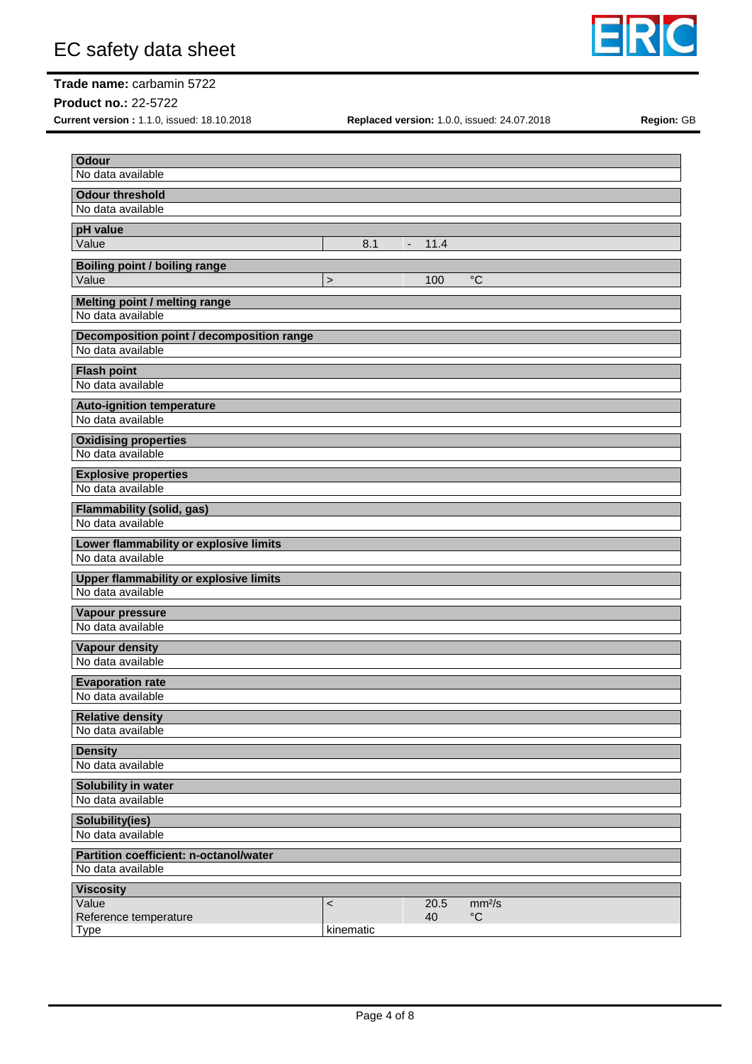**Odour**

No data available

**Odour threshold**

No data available

**pH value**

| Value | | 8.1 | - | 11.4 | |
|---|---|---|---|---|---|

**Boiling point / boiling range**

| Value | > | | | 100 | °C |
|---|---|---|---|---|---|

**Melting point / melting range**

No data available

**Decomposition point / decomposition range**

No data available

**Flash point**

No data available

**Auto-ignition temperature**

No data available

**Oxidising properties**

No data available

**Explosive properties**

No data available

**Flammability (solid, gas)**

No data available

**Lower flammability or explosive limits**

No data available

**Upper flammability or explosive limits**

No data available

**Vapour pressure**

No data available

**Vapour density**

No data available

**Evaporation rate**

No data available

**Relative density**

No data available

**Density**

No data available

**Solubility in water**

No data available

**Solubility(ies)**

No data available

**Partition coefficient: n-octanol/water**

No data available

**Viscosity**

| Value | < | 20.5 | $mm^2/s$ |
|---|---|---|---|
| Reference temperature | | 40 | °C |
| Type | kinematic | | |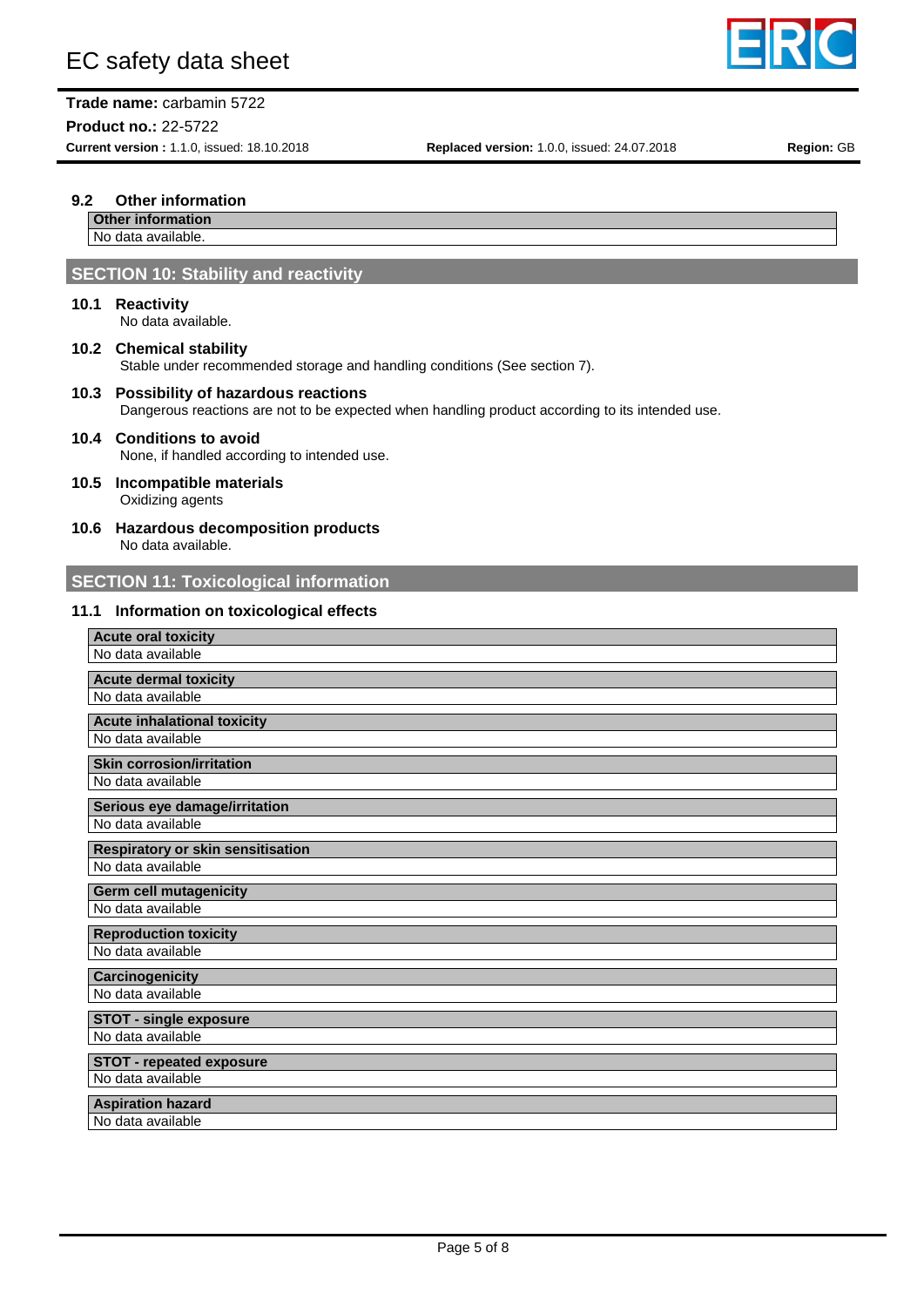### 9.2 Other information

| Other information |
|---|
| No data available. |

## SECTION 10: Stability and reactivity

### 10.1 Reactivity

No data available.

### 10.2 Chemical stability

Stable under recommended storage and handling conditions (See section 7).

### 10.3 Possibility of hazardous reactions

Dangerous reactions are not to be expected when handling product according to its intended use.

### 10.4 Conditions to avoid

None, if handled according to intended use.

### 10.5 Incompatible materials

Oxidizing agents

### 10.6 Hazardous decomposition products

No data available.

## SECTION 11: Toxicological information

### 11.1 Information on toxicological effects

| Acute oral toxicity |
|---|
| No data available |

| Acute dermal toxicity |
|---|
| No data available |

| Acute inhalational toxicity |
|---|
| No data available |

| Skin corrosion/irritation |
|---|
| No data available |

| Serious eye damage/irritation |
|---|
| No data available |

| Respiratory or skin sensitisation |
|---|
| No data available |

| Germ cell mutagenicity |
|---|
| No data available |

| Reproduction toxicity |
|---|
| No data available |

| Carcinogenicity |
|---|
| No data available |

| STOT - single exposure |
|---|
| No data available |

| STOT - repeated exposure |
|---|
| No data available |

| Aspiration hazard |
|---|
| No data available |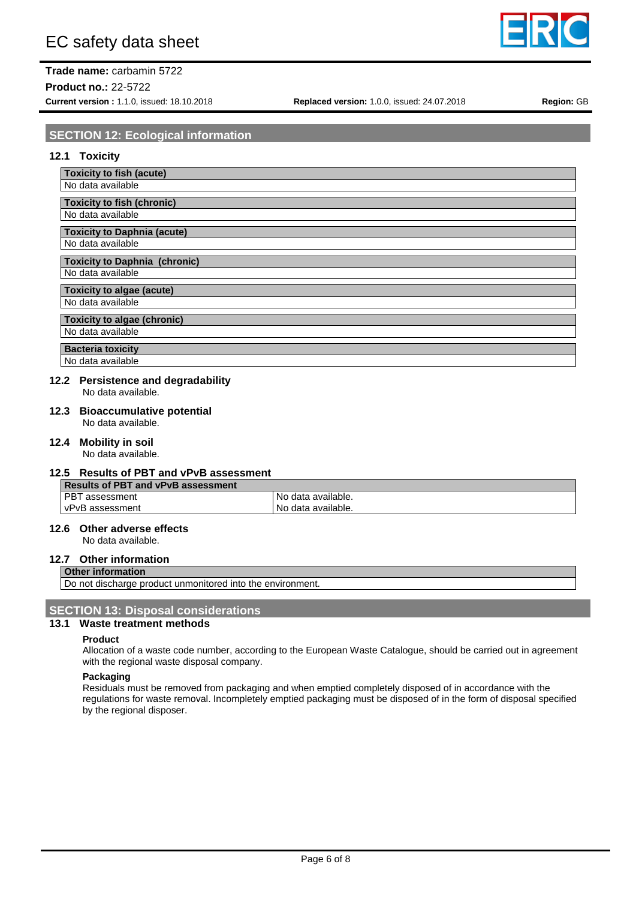## SECTION 12: Ecological information

### 12.1 Toxicity

| Toxicity to fish (acute) |
|---|
| No data available |

| Toxicity to fish (chronic) |
|---|
| No data available |

| Toxicity to Daphnia (acute) |
|---|
| No data available |

| Toxicity to Daphnia (chronic) |
|---|
| No data available |

| Toxicity to algae (acute) |
|---|
| No data available |

| Toxicity to algae (chronic) |
|---|
| No data available |

| Bacteria toxicity |
|---|
| No data available |

### 12.2 Persistence and degradability

No data available.

### 12.3 Bioaccumulative potential

No data available.

### 12.4 Mobility in soil

No data available.

### 12.5 Results of PBT and vPvB assessment

| Results of PBT and vPvB assessment | |
|---|---|
| PBT assessment | No data available. |
| vPvB assessment | No data available. |

### 12.6 Other adverse effects

No data available.

### 12.7 Other information

| Other information |
|---|
| Do not discharge product unmonitored into the environment. |

## SECTION 13: Disposal considerations

### 13.1 Waste treatment methods

**Product**

Allocation of a waste code number, according to the European Waste Catalogue, should be carried out in agreement with the regional waste disposal company.

**Packaging**

Residuals must be removed from packaging and when emptied completely disposed of in accordance with the regulations for waste removal. Incompletely emptied packaging must be disposed of in the form of disposal specified by the regional disposer.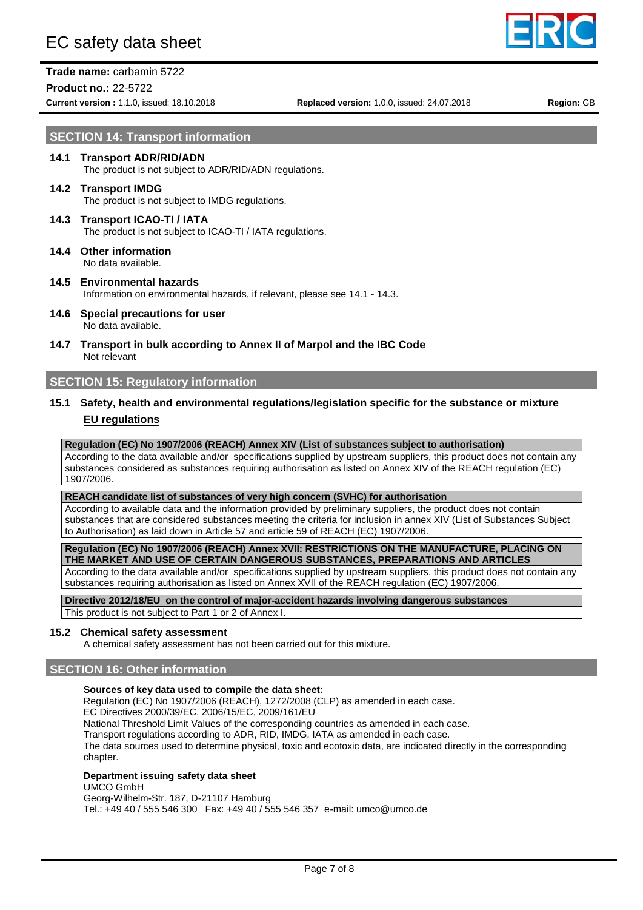## SECTION 14: Transport information

### 14.1 Transport ADR/RID/ADN

The product is not subject to ADR/RID/ADN regulations.

### 14.2 Transport IMDG

The product is not subject to IMDG regulations.

### 14.3 Transport ICAO-TI / IATA

The product is not subject to ICAO-TI / IATA regulations.

### 14.4 Other information

No data available.

### 14.5 Environmental hazards

Information on environmental hazards, if relevant, please see 14.1 - 14.3.

### 14.6 Special precautions for user

No data available.

### 14.7 Transport in bulk according to Annex II of Marpol and the IBC Code

Not relevant

## SECTION 15: Regulatory information

### 15.1 Safety, health and environmental regulations/legislation specific for the substance or mixture

**EU regulations**

| Regulation (EC) No 1907/2006 (REACH) Annex XIV (List of substances subject to authorisation) |
|---|
| According to the data available and/or specifications supplied by upstream suppliers, this product does not contain any substances considered as substances requiring authorisation as listed on Annex XIV of the REACH regulation (EC) 1907/2006. |

| REACH candidate list of substances of very high concern (SVHC) for authorisation |
|---|
| According to available data and the information provided by preliminary suppliers, the product does not contain substances that are considered substances meeting the criteria for inclusion in annex XIV (List of Substances Subject to Authorisation) as laid down in Article 57 and article 59 of REACH (EC) 1907/2006. |

| Regulation (EC) No 1907/2006 (REACH) Annex XVII: RESTRICTIONS ON THE MANUFACTURE, PLACING ON THE MARKET AND USE OF CERTAIN DANGEROUS SUBSTANCES, PREPARATIONS AND ARTICLES |
|---|
| According to the data available and/or specifications supplied by upstream suppliers, this product does not contain any substances requiring authorisation as listed on Annex XVII of the REACH regulation (EC) 1907/2006. |

| Directive 2012/18/EU on the control of major-accident hazards involving dangerous substances |
|---|
| This product is not subject to Part 1 or 2 of Annex I. |

### 15.2 Chemical safety assessment

A chemical safety assessment has not been carried out for this mixture.

## SECTION 16: Other information

**Sources of key data used to compile the data sheet:**

Regulation (EC) No 1907/2006 (REACH), 1272/2008 (CLP) as amended in each case.
EC Directives 2000/39/EC, 2006/15/EC, 2009/161/EU
National Threshold Limit Values of the corresponding countries as amended in each case.
Transport regulations according to ADR, RID, IMDG, IATA as amended in each case.
The data sources used to determine physical, toxic and ecotoxic data, are indicated directly in the corresponding chapter.

**Department issuing safety data sheet**

UMCO GmbH
Georg-Wilhelm-Str. 187, D-21107 Hamburg
Tel.: +49 40 / 555 546 300 Fax: +49 40 / 555 546 357 e-mail: umco@umco.de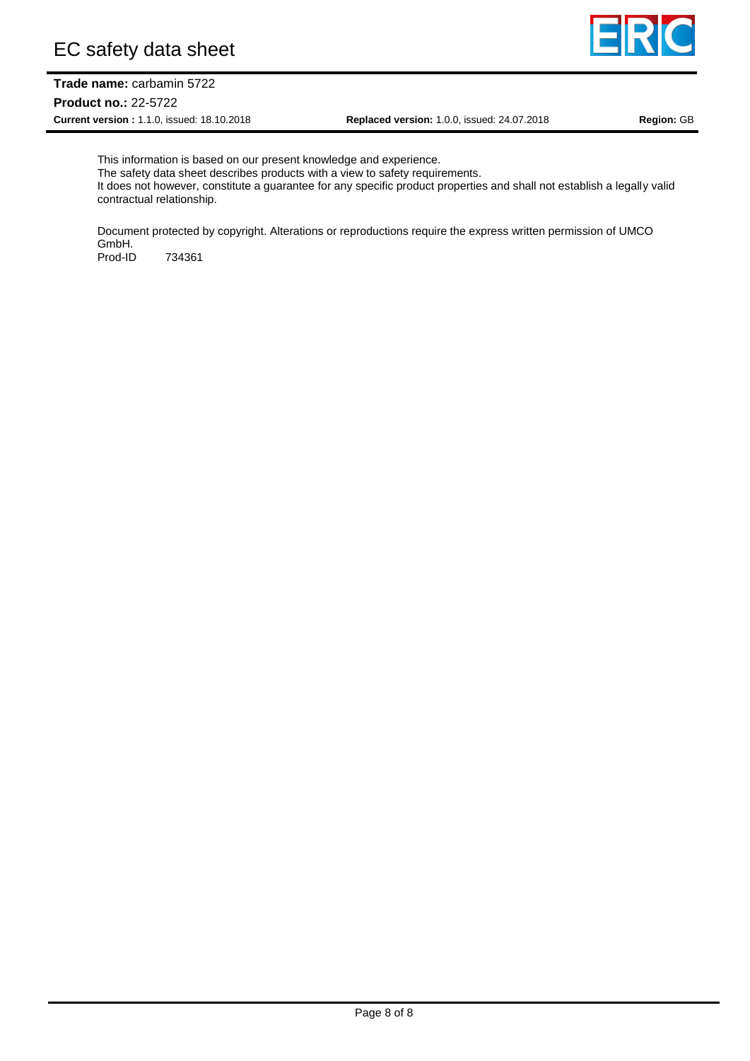This information is based on our present knowledge and experience.
The safety data sheet describes products with a view to safety requirements.
It does not however, constitute a guarantee for any specific product properties and shall not establish a legally valid contractual relationship.

Document protected by copyright. Alterations or reproductions require the express written permission of UMCO GmbH.
Prod-ID 734361